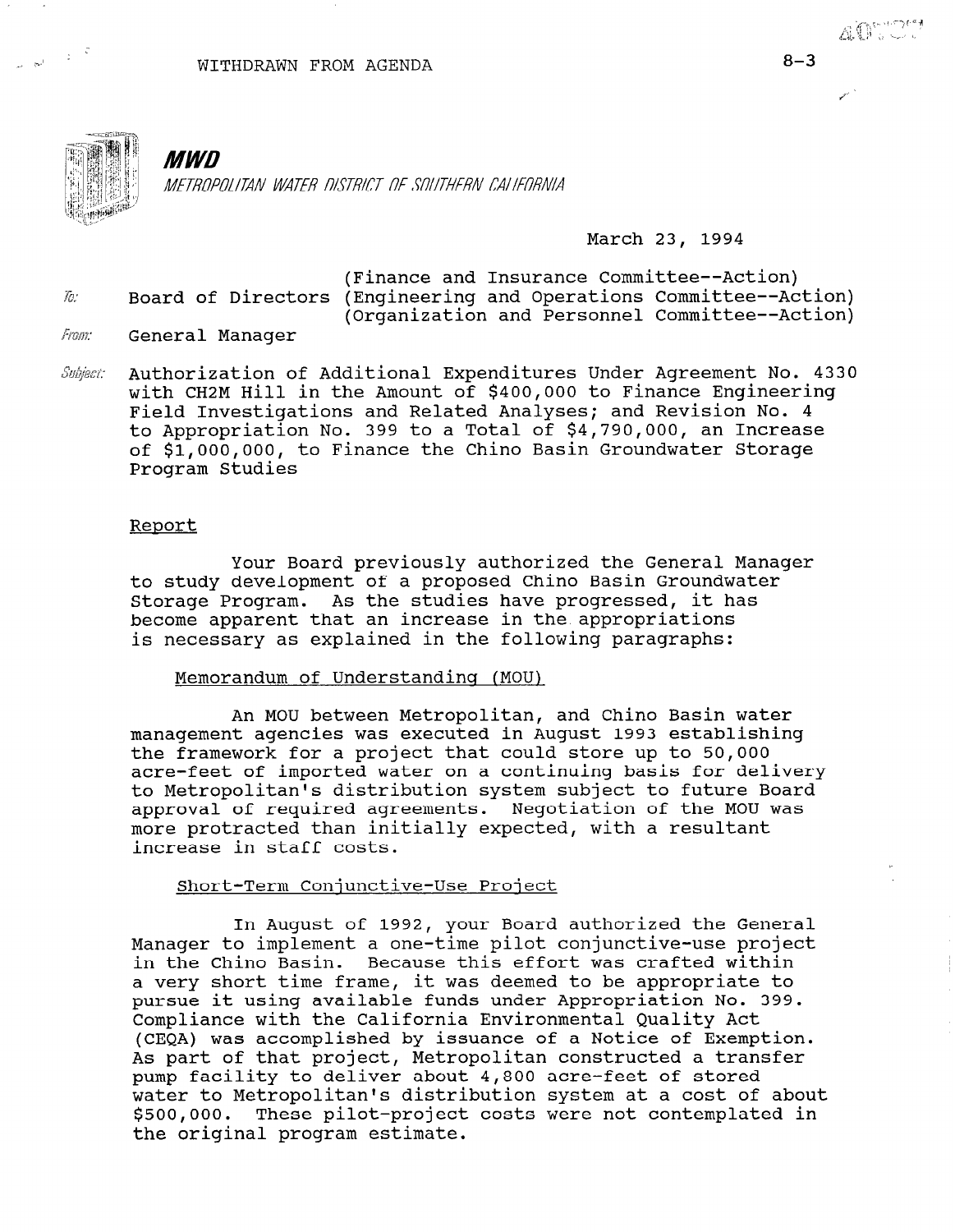WITHDRAWN FROM AGENDA

8-3

**MWD**

*METROPOLITAN WATER DISTRICT OF SOUTHERN CALIFORNIA*

March 23, 1994

To: Board of Directors (Finance and Insurance Committee--Action)
(Engineering and Operations Committee--Action)
(Organization and Personnel Committee--Action)

From: General Manager

Subject: Authorization of Additional Expenditures Under Agreement No. 4330 with CH2M Hill in the Amount of $400,000 to Finance Engineering Field Investigations and Related Analyses; and Revision No. 4 to Appropriation No. 399 to a Total of $4,790,000, an Increase of $1,000,000, to Finance the Chino Basin Groundwater Storage Program Studies

## Report

Your Board previously authorized the General Manager to study development of a proposed Chino Basin Groundwater Storage Program. As the studies have progressed, it has become apparent that an increase in the appropriations is necessary as explained in the following paragraphs:

### Memorandum of Understanding (MOU)

An MOU between Metropolitan, and Chino Basin water management agencies was executed in August 1993 establishing the framework for a project that could store up to 50,000 acre-feet of imported water on a continuing basis for delivery to Metropolitan's distribution system subject to future Board approval of required agreements. Negotiation of the MOU was more protracted than initially expected, with a resultant increase in staff costs.

### Short-Term Conjunctive-Use Project

In August of 1992, your Board authorized the General Manager to implement a one-time pilot conjunctive-use project in the Chino Basin. Because this effort was crafted within a very short time frame, it was deemed to be appropriate to pursue it using available funds under Appropriation No. 399. Compliance with the California Environmental Quality Act (CEQA) was accomplished by issuance of a Notice of Exemption. As part of that project, Metropolitan constructed a transfer pump facility to deliver about 4,800 acre-feet of stored water to Metropolitan's distribution system at a cost of about $500,000. These pilot-project costs were not contemplated in the original program estimate.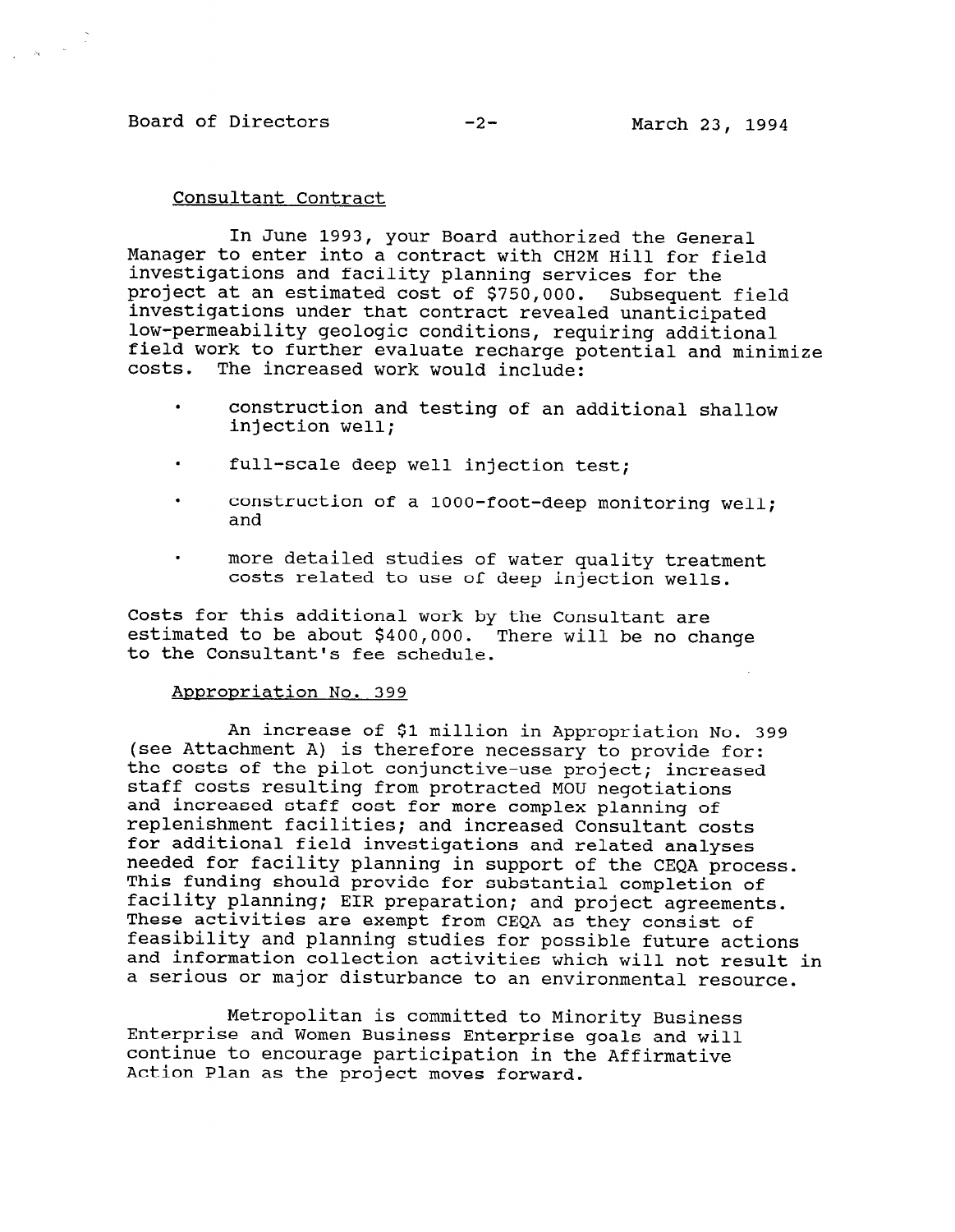Consultant Contract

In June 1993, your Board authorized the General Manager to enter into a contract with CH2M Hill for field investigations and facility planning services for the project at an estimated cost of $750,000. Subsequent field investigations under that contract revealed unanticipated low-permeability geologic conditions, requiring additional field work to further evaluate recharge potential and minimize costs. The increased work would include:

- construction and testing of an additional shallow injection well;
- full-scale deep well injection test;
- construction of a 1000-foot-deep monitoring well; and
- more detailed studies of water quality treatment costs related to use of deep injection wells.

Costs for this additional work by the Consultant are estimated to be about $400,000. There will be no change to the Consultant's fee schedule.

Appropriation No. 399

An increase of $1 million in Appropriation No. 399 (see Attachment A) is therefore necessary to provide for: the costs of the pilot conjunctive-use project; increased staff costs resulting from protracted MOU negotiations and increased staff cost for more complex planning of replenishment facilities; and increased Consultant costs for additional field investigations and related analyses needed for facility planning in support of the CEQA process. This funding should provide for substantial completion of facility planning; EIR preparation; and project agreements. These activities are exempt from CEQA as they consist of feasibility and planning studies for possible future actions and information collection activities which will not result in a serious or major disturbance to an environmental resource.

Metropolitan is committed to Minority Business Enterprise and Women Business Enterprise goals and will continue to encourage participation in the Affirmative Action Plan as the project moves forward.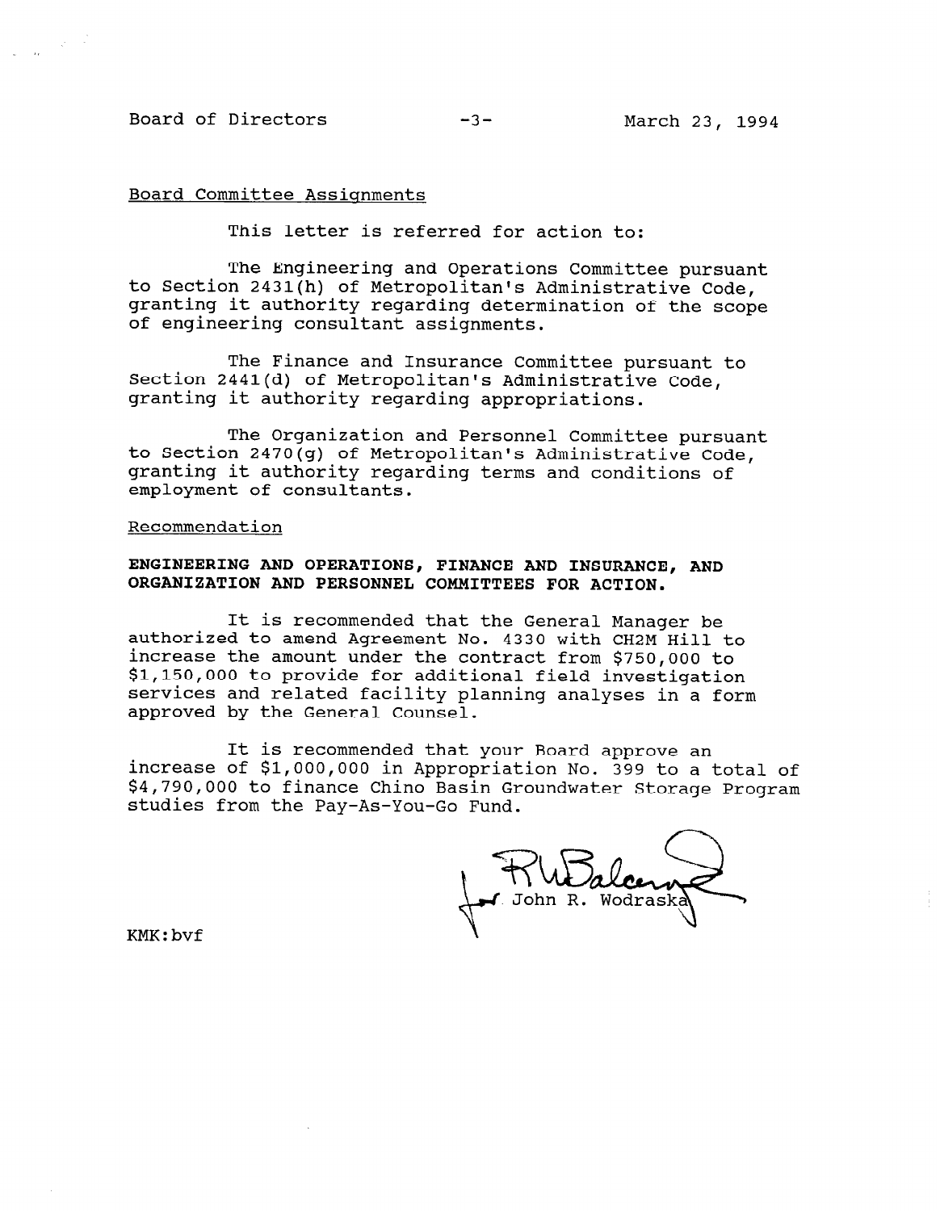Board Committee Assignments

This letter is referred for action to:

The Engineering and Operations Committee pursuant to Section 2431(h) of Metropolitan's Administrative Code, granting it authority regarding determination of the scope of engineering consultant assignments.

The Finance and Insurance Committee pursuant to Section 2441(d) of Metropolitan's Administrative Code, granting it authority regarding appropriations.

The Organization and Personnel Committee pursuant to Section 2470(g) of Metropolitan's Administrative Code, granting it authority regarding terms and conditions of employment of consultants.

Recommendation

**ENGINEERING AND OPERATIONS, FINANCE AND INSURANCE, AND ORGANIZATION AND PERSONNEL COMMITTEES FOR ACTION.**

It is recommended that the General Manager be authorized to amend Agreement No. 4330 with CH2M Hill to increase the amount under the contract from $750,000 to $1,150,000 to provide for additional field investigation services and related facility planning analyses in a form approved by the General Counsel.

It is recommended that your Board approve an increase of $1,000,000 in Appropriation No. 399 to a total of $4,790,000 to finance Chino Basin Groundwater Storage Program studies from the Pay-As-You-Go Fund.

for John R. Wodraska

KMK:bvf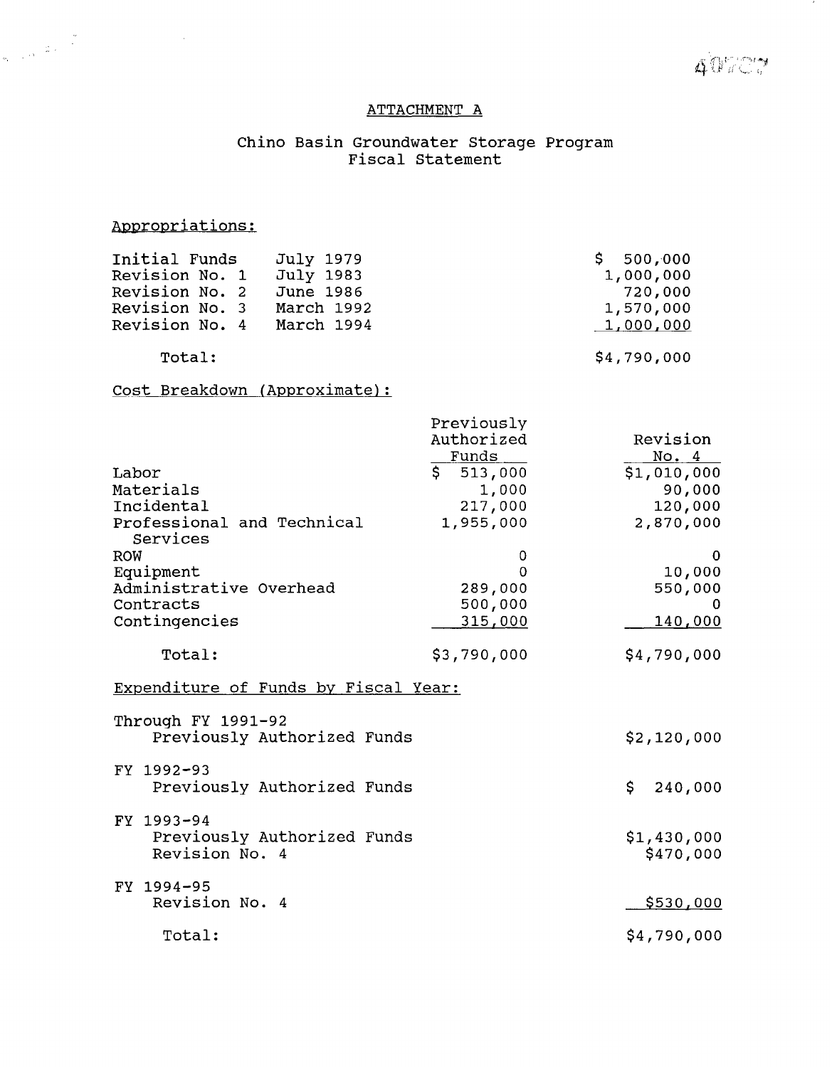## ATTACHMENT A

### Chino Basin Groundwater Storage Program
### Fiscal Statement

Appropriations:

| | | |
|---|---|---|
| Initial Funds | July 1979 | $ 500,000 |
| Revision No. 1 | July 1983 | 1,000,000 |
| Revision No. 2 | June 1986 | 720,000 |
| Revision No. 3 | March 1992 | 1,570,000 |
| Revision No. 4 | March 1994 | 1,000,000 |
| Total: | | $4,790,000 |

Cost Breakdown (Approximate):

| | Previously Authorized Funds | Revision No. 4 |
|---|---|---|
| Labor | $ 513,000 | $1,010,000 |
| Materials | 1,000 | 90,000 |
| Incidental | 217,000 | 120,000 |
| Professional and Technical Services | 1,955,000 | 2,870,000 |
| ROW | 0 | 0 |
| Equipment | 0 | 10,000 |
| Administrative Overhead | 289,000 | 550,000 |
| Contracts | 500,000 | 0 |
| Contingencies | 315,000 | 140,000 |
| Total: | $3,790,000 | $4,790,000 |

Expenditure of Funds by Fiscal Year:

| | |
|---|---|
| Through FY 1991-92 | |
| Previously Authorized Funds | $2,120,000 |
| FY 1992-93 | |
| Previously Authorized Funds | $ 240,000 |
| FY 1993-94 | |
| Previously Authorized Funds | $1,430,000 |
| Revision No. 4 | $470,000 |
| FY 1994-95 | |
| Revision No. 4 | $530,000 |
| Total: | $4,790,000 |